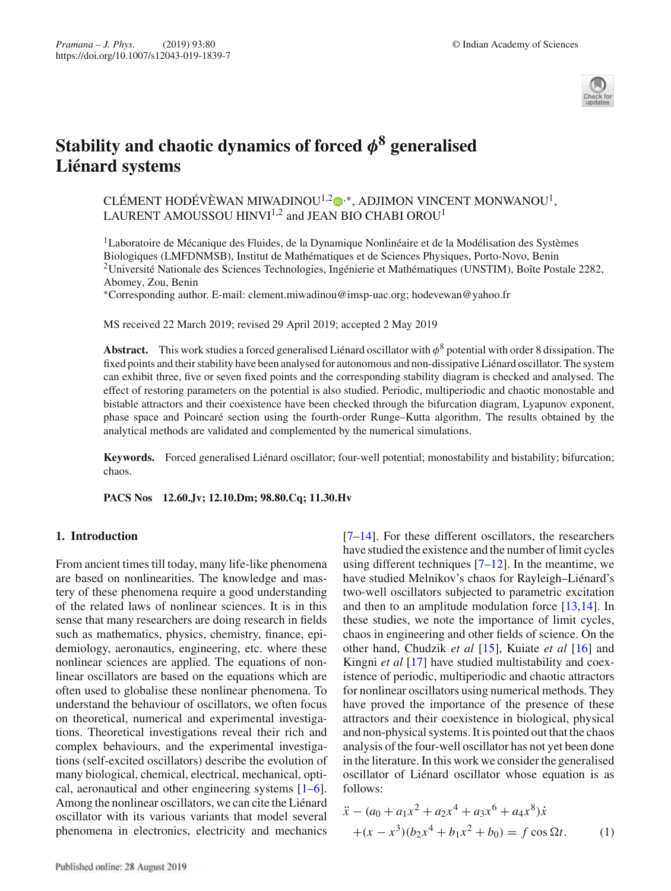# Stability and chaotic dynamics of forced $\phi^8$ generalised Liénard systems

CLÉMENT HODÉVÈWAN MIWADINOU[1,2,*], ADJIMON VINCENT MONWANOU[1], LAURENT AMOUSSOU HINVI[1,2] and JEAN BIO CHABI OROU[1]

[1]Laboratoire de Mécanique des Fluides, de la Dynamique Nonlinéaire et de la Modélisation des Systèmes Biologiques (LMFDNMSB), Institut de Mathématiques et de Sciences Physiques, Porto-Novo, Benin
[2]Université Nationale des Sciences Technologies, Ingénierie et Mathématiques (UNSTIM), Boîte Postale 2282, Abomey, Zou, Benin
[*]Corresponding author. E-mail: clement.miwadinou@imsp-uac.org; hodevewan@yahoo.fr

MS received 22 March 2019; revised 29 April 2019; accepted 2 May 2019

**Abstract.** This work studies a forced generalised Liénard oscillator with $\phi^8$ potential with order 8 dissipation. The fixed points and their stability have been analysed for autonomous and non-dissipative Liénard oscillator. The system can exhibit three, five or seven fixed points and the corresponding stability diagram is checked and analysed. The effect of restoring parameters on the potential is also studied. Periodic, multiperiodic and chaotic monostable and bistable attractors and their coexistence have been checked through the bifurcation diagram, Lyapunov exponent, phase space and Poincaré section using the fourth-order Runge–Kutta algorithm. The results obtained by the analytical methods are validated and complemented by the numerical simulations.

**Keywords.** Forced generalised Liénard oscillator; four-well potential; monostability and bistability; bifurcation; chaos.

**PACS Nos** **12.60.Jv; 12.10.Dm; 98.80.Cq; 11.30.Hv**

## 1. Introduction

From ancient times till today, many life-like phenomena are based on nonlinearities. The knowledge and mastery of these phenomena require a good understanding of the related laws of nonlinear sciences. It is in this sense that many researchers are doing research in fields such as mathematics, physics, chemistry, finance, epidemiology, aeronautics, engineering, etc. where these nonlinear sciences are applied. The equations of nonlinear oscillators are based on the equations which are often used to globalise these nonlinear phenomena. To understand the behaviour of oscillators, we often focus on theoretical, numerical and experimental investigations. Theoretical investigations reveal their rich and complex behaviours, and the experimental investigations (self-excited oscillators) describe the evolution of many biological, chemical, electrical, mechanical, optical, aeronautical and other engineering systems [1–6]. Among the nonlinear oscillators, we can cite the Liénard oscillator with its various variants that model several phenomena in electronics, electricity and mechanics [7–14]. For these different oscillators, the researchers have studied the existence and the number of limit cycles using different techniques [7–12]. In the meantime, we have studied Melnikov's chaos for Rayleigh–Liénard's two-well oscillators subjected to parametric excitation and then to an amplitude modulation force [13,14]. In these studies, we note the importance of limit cycles, chaos in engineering and other fields of science. On the other hand, Chudzik *et al* [15], Kuiate *et al* [16] and Kingni *et al* [17] have studied multistability and coexistence of periodic, multiperiodic and chaotic attractors for nonlinear oscillators using numerical methods. They have proved the importance of the presence of these attractors and their coexistence in biological, physical and non-physical systems. It is pointed out that the chaos analysis of the four-well oscillator has not yet been done in the literature. In this work we consider the generalised oscillator of Liénard oscillator whose equation is as follows:

$$\ddot{x} - (a_0 + a_1x^2 + a_2x^4 + a_3x^6 + a_4x^8)\dot{x} + (x - x^3)(b_2x^4 + b_1x^2 + b_0) = f\cos\Omega t. \qquad (1)$$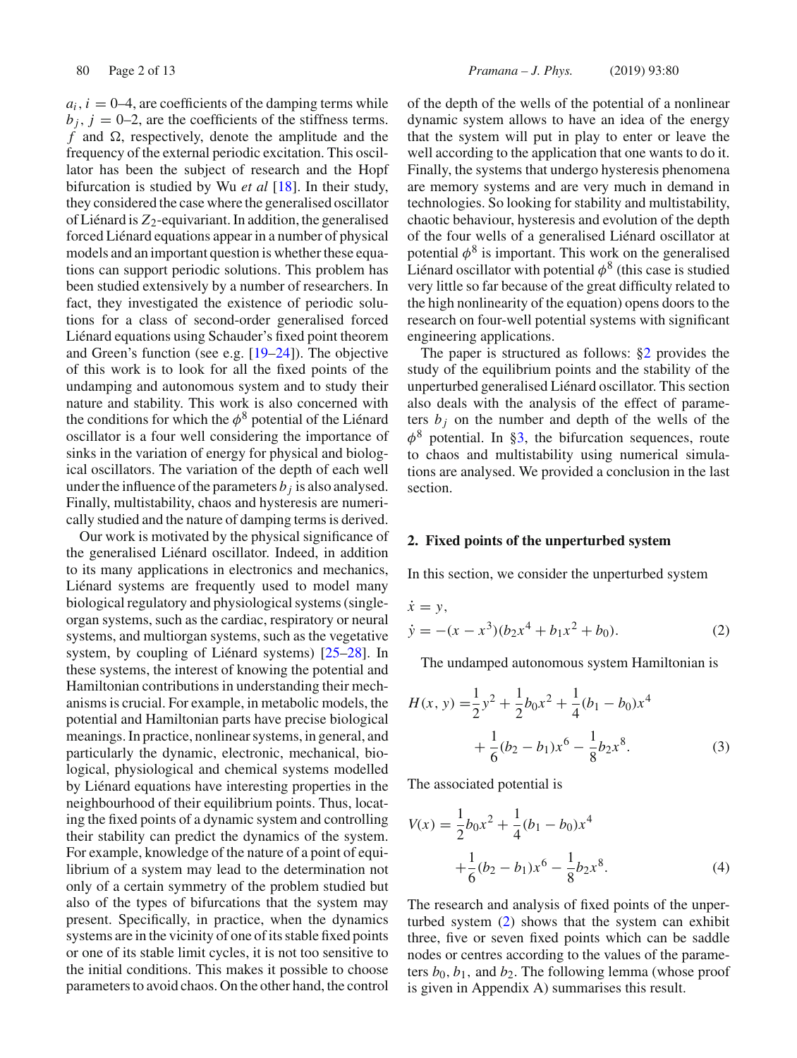$a_i$, $i = 0$–4, are coefficients of the damping terms while $b_j$, $j = 0$–2, are the coefficients of the stiffness terms. $f$ and $\Omega$, respectively, denote the amplitude and the frequency of the external periodic excitation. This oscillator has been the subject of research and the Hopf bifurcation is studied by Wu *et al* [18]. In their study, they considered the case where the generalised oscillator of Liénard is $Z_2$-equivariant. In addition, the generalised forced Liénard equations appear in a number of physical models and an important question is whether these equations can support periodic solutions. This problem has been studied extensively by a number of researchers. In fact, they investigated the existence of periodic solutions for a class of second-order generalised forced Liénard equations using Schauder's fixed point theorem and Green's function (see e.g. [19–24]). The objective of this work is to look for all the fixed points of the undamping and autonomous system and to study their nature and stability. This work is also concerned with the conditions for which the $\phi^8$ potential of the Liénard oscillator is a four well considering the importance of sinks in the variation of energy for physical and biological oscillators. The variation of the depth of each well under the influence of the parameters $b_j$ is also analysed. Finally, multistability, chaos and hysteresis are numerically studied and the nature of damping terms is derived.

Our work is motivated by the physical significance of the generalised Liénard oscillator. Indeed, in addition to its many applications in electronics and mechanics, Liénard systems are frequently used to model many biological regulatory and physiological systems (single-organ systems, such as the cardiac, respiratory or neural systems, and multiorgan systems, such as the vegetative system, by coupling of Liénard systems) [25–28]. In these systems, the interest of knowing the potential and Hamiltonian contributions in understanding their mechanisms is crucial. For example, in metabolic models, the potential and Hamiltonian parts have precise biological meanings. In practice, nonlinear systems, in general, and particularly the dynamic, electronic, mechanical, biological, physiological and chemical systems modelled by Liénard equations have interesting properties in the neighbourhood of their equilibrium points. Thus, locating the fixed points of a dynamic system and controlling their stability can predict the dynamics of the system. For example, knowledge of the nature of a point of equilibrium of a system may lead to the determination not only of a certain symmetry of the problem studied but also of the types of bifurcations that the system may present. Specifically, in practice, when the dynamics systems are in the vicinity of one of its stable fixed points or one of its stable limit cycles, it is not too sensitive to the initial conditions. This makes it possible to choose parameters to avoid chaos. On the other hand, the control of the depth of the wells of the potential of a nonlinear dynamic system allows to have an idea of the energy that the system will put in play to enter or leave the well according to the application that one wants to do it. Finally, the systems that undergo hysteresis phenomena are memory systems and are very much in demand in technologies. So looking for stability and multistability, chaotic behaviour, hysteresis and evolution of the depth of the four wells of a generalised Liénard oscillator at potential $\phi^8$ is important. This work on the generalised Liénard oscillator with potential $\phi^8$ (this case is studied very little so far because of the great difficulty related to the high nonlinearity of the equation) opens doors to the research on four-well potential systems with significant engineering applications.

The paper is structured as follows: §2 provides the study of the equilibrium points and the stability of the unperturbed generalised Liénard oscillator. This section also deals with the analysis of the effect of parameters $b_j$ on the number and depth of the wells of the $\phi^8$ potential. In §3, the bifurcation sequences, route to chaos and multistability using numerical simulations are analysed. We provided a conclusion in the last section.

## 2. Fixed points of the unperturbed system

In this section, we consider the unperturbed system

$$
\begin{aligned}
\dot{x} &= y, \\
\dot{y} &= -(x - x^3)(b_2 x^4 + b_1 x^2 + b_0).
\end{aligned} \tag{2}
$$

The undamped autonomous system Hamiltonian is

$$
H(x, y) = \frac{1}{2}y^2 + \frac{1}{2}b_0 x^2 + \frac{1}{4}(b_1 - b_0)x^4 + \frac{1}{6}(b_2 - b_1)x^6 - \frac{1}{8}b_2 x^8. \tag{3}
$$

The associated potential is

$$
V(x) = \frac{1}{2}b_0 x^2 + \frac{1}{4}(b_1 - b_0)x^4 + \frac{1}{6}(b_2 - b_1)x^6 - \frac{1}{8}b_2 x^8. \tag{4}
$$

The research and analysis of fixed points of the unperturbed system (2) shows that the system can exhibit three, five or seven fixed points which can be saddle nodes or centres according to the values of the parameters $b_0$, $b_1$, and $b_2$. The following lemma (whose proof is given in Appendix A) summarises this result.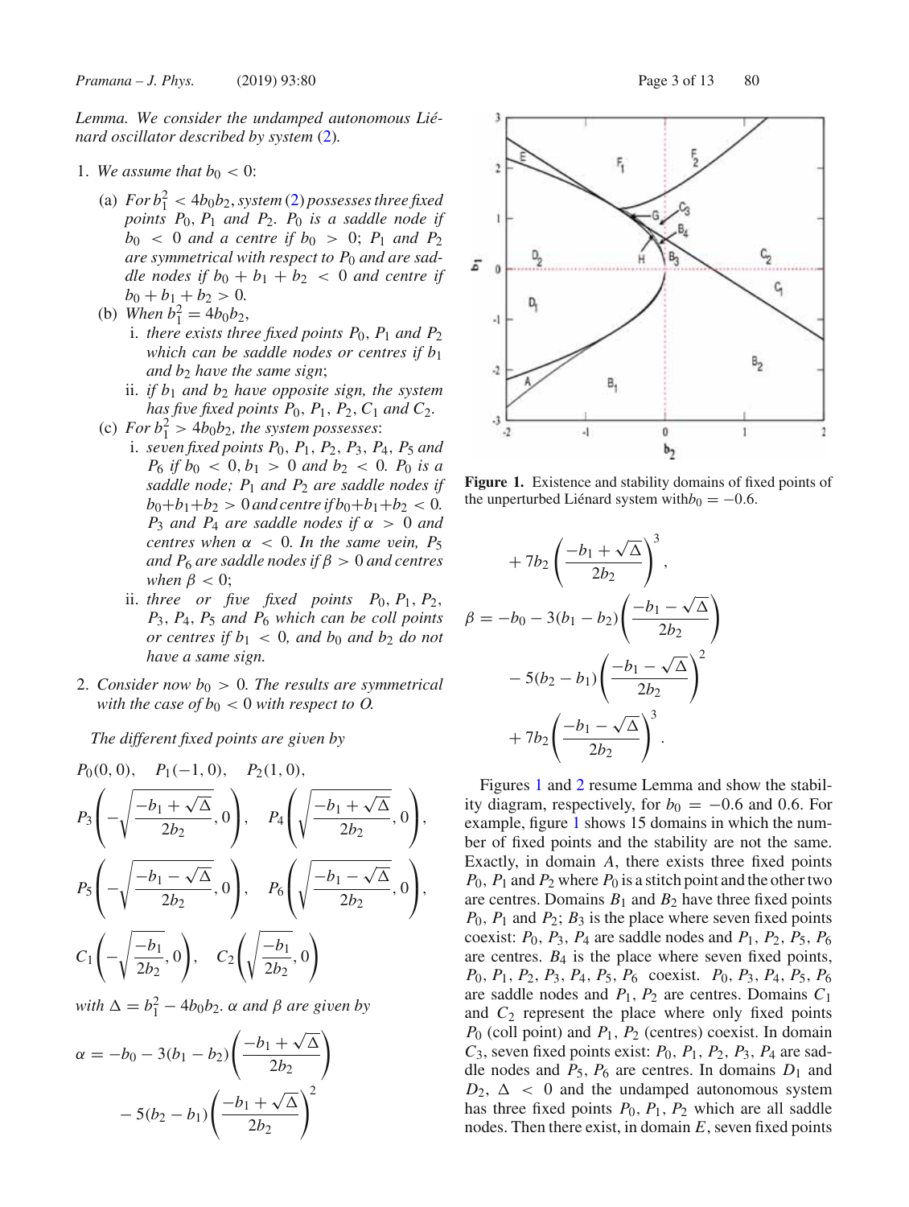*Lemma. We consider the undamped autonomous Liénard oscillator described by system (2).*

1. *We assume that $b_0 < 0$:*
   (a) *For $b_1^2 < 4b_0b_2$, system (2) possesses three fixed points $P_0$, $P_1$ and $P_2$. $P_0$ is a saddle node if $b_0 < 0$ and a centre if $b_0 > 0$; $P_1$ and $P_2$ are symmetrical with respect to $P_0$ and are saddle nodes if $b_0 + b_1 + b_2 < 0$ and centre if $b_0 + b_1 + b_2 > 0$.*
   (b) *When $b_1^2 = 4b_0b_2$,*
      i. *there exists three fixed points $P_0$, $P_1$ and $P_2$ which can be saddle nodes or centres if $b_1$ and $b_2$ have the same sign;*
      ii. *if $b_1$ and $b_2$ have opposite sign, the system has five fixed points $P_0$, $P_1$, $P_2$, $C_1$ and $C_2$.*
   (c) *For $b_1^2 > 4b_0b_2$, the system possesses:*
      i. *seven fixed points $P_0$, $P_1$, $P_2$, $P_3$, $P_4$, $P_5$ and $P_6$ if $b_0 < 0, b_1 > 0$ and $b_2 < 0$. $P_0$ is a saddle node; $P_1$ and $P_2$ are saddle nodes if $b_0+b_1+b_2 > 0$ and centre if $b_0+b_1+b_2 < 0$. $P_3$ and $P_4$ are saddle nodes if $\alpha > 0$ and centres when $\alpha < 0$. In the same vein, $P_5$ and $P_6$ are saddle nodes if $\beta > 0$ and centres when $\beta < 0$;*
      ii. *three or five fixed points $P_0, P_1, P_2, P_3, P_4, P_5$ and $P_6$ which can be coll points or centres if $b_1 < 0$, and $b_0$ and $b_2$ do not have a same sign.*
2. *Consider now $b_0 > 0$. The results are symmetrical with the case of $b_0 < 0$ with respect to O.*

*The different fixed points are given by*

$$P_0(0,0),\quad P_1(-1,0),\quad P_2(1,0),$$

$$P_3\left(-\sqrt{\frac{-b_1+\sqrt{\Delta}}{2b_2}},0\right),\quad P_4\left(\sqrt{\frac{-b_1+\sqrt{\Delta}}{2b_2}},0\right),$$

$$P_5\left(-\sqrt{\frac{-b_1-\sqrt{\Delta}}{2b_2}},0\right),\quad P_6\left(\sqrt{\frac{-b_1-\sqrt{\Delta}}{2b_2}},0\right),$$

$$C_1\left(-\sqrt{\frac{-b_1}{2b_2}},0\right),\quad C_2\left(\sqrt{\frac{-b_1}{2b_2}},0\right)$$

*with $\Delta = b_1^2 - 4b_0b_2$. $\alpha$ and $\beta$ are given by*

$$\alpha = -b_0 - 3(b_1-b_2)\left(\frac{-b_1+\sqrt{\Delta}}{2b_2}\right) - 5(b_2-b_1)\left(\frac{-b_1+\sqrt{\Delta}}{2b_2}\right)^2 + 7b_2\left(\frac{-b_1+\sqrt{\Delta}}{2b_2}\right)^3,$$

$$\beta = -b_0 - 3(b_1-b_2)\left(\frac{-b_1-\sqrt{\Delta}}{2b_2}\right) - 5(b_2-b_1)\left(\frac{-b_1-\sqrt{\Delta}}{2b_2}\right)^2 + 7b_2\left(\frac{-b_1-\sqrt{\Delta}}{2b_2}\right)^3.$$

**Figure 1.** Existence and stability domains of fixed points of the unperturbed Liénard system with$b_0 = -0.6$.

Figures 1 and 2 resume Lemma and show the stability diagram, respectively, for $b_0 = -0.6$ and 0.6. For example, figure 1 shows 15 domains in which the number of fixed points and the stability are not the same. Exactly, in domain $A$, there exists three fixed points $P_0$, $P_1$ and $P_2$ where $P_0$ is a stitch point and the other two are centres. Domains $B_1$ and $B_2$ have three fixed points $P_0$, $P_1$ and $P_2$; $B_3$ is the place where seven fixed points coexist: $P_0$, $P_3$, $P_4$ are saddle nodes and $P_1$, $P_2$, $P_5$, $P_6$ are centres. $B_4$ is the place where seven fixed points, $P_0$, $P_1$, $P_2$, $P_3$, $P_4$, $P_5$, $P_6$ coexist. $P_0$, $P_3$, $P_4$, $P_5$, $P_6$ are saddle nodes and $P_1$, $P_2$ are centres. Domains $C_1$ and $C_2$ represent the place where only fixed points $P_0$ (coll point) and $P_1$, $P_2$ (centres) coexist. In domain $C_3$, seven fixed points exist: $P_0$, $P_1$, $P_2$, $P_3$, $P_4$ are saddle nodes and $P_5$, $P_6$ are centres. In domains $D_1$ and $D_2$, $\Delta < 0$ and the undamped autonomous system has three fixed points $P_0$, $P_1$, $P_2$ which are all saddle nodes. Then there exist, in domain $E$, seven fixed points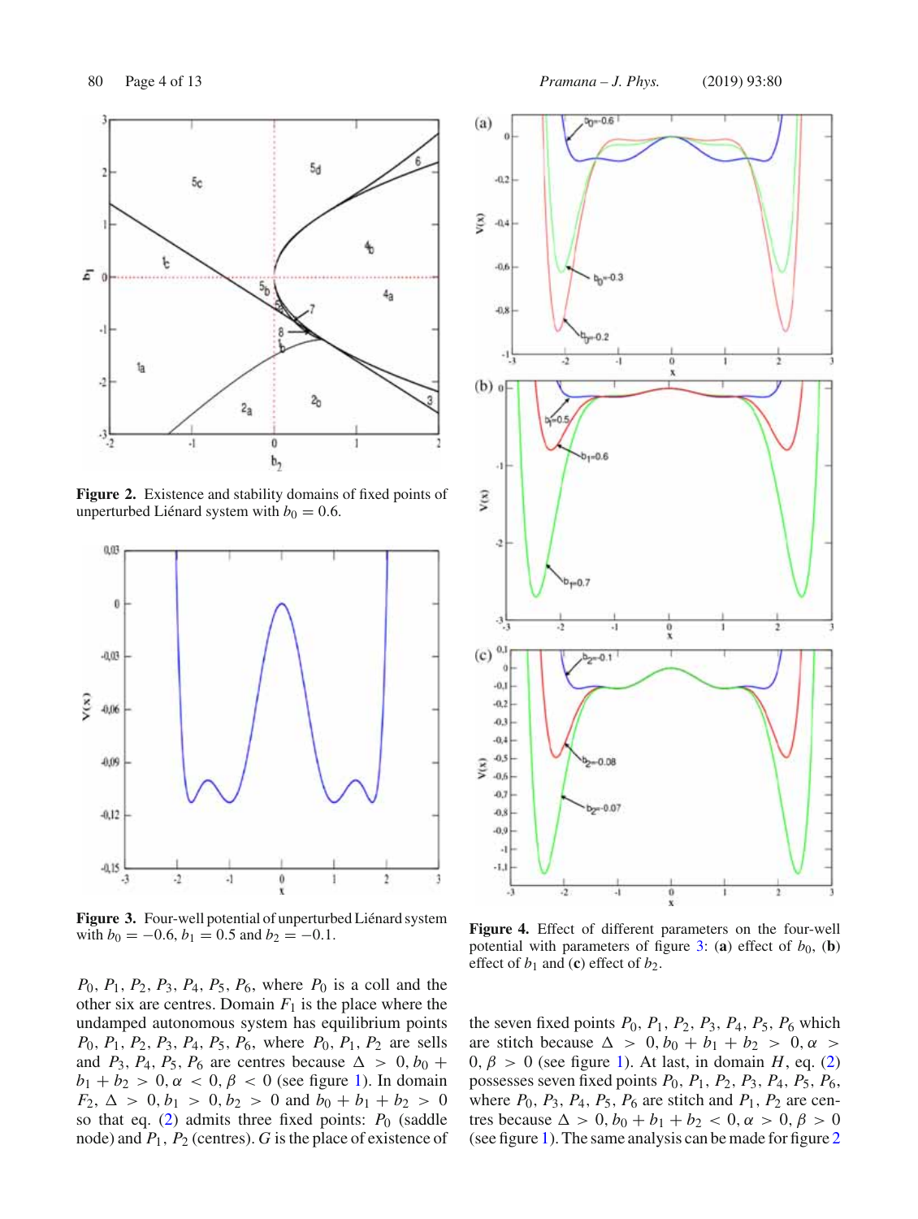**Figure 2.** Existence and stability domains of fixed points of unperturbed Liénard system with $b_0 = 0.6$.

**Figure 3.** Four-well potential of unperturbed Liénard system with $b_0 = -0.6$, $b_1 = 0.5$ and $b_2 = -0.1$.

**Figure 4.** Effect of different parameters on the four-well potential with parameters of figure 3: (**a**) effect of $b_0$, (**b**) effect of $b_1$ and (**c**) effect of $b_2$.

$P_0, P_1, P_2, P_3, P_4, P_5, P_6$, where $P_0$ is a coll and the other six are centres. Domain $F_1$ is the place where the undamped autonomous system has equilibrium points $P_0, P_1, P_2, P_3, P_4, P_5, P_6$, where $P_0, P_1, P_2$ are sells and $P_3, P_4, P_5, P_6$ are centres because $\Delta > 0, b_0 + b_1 + b_2 > 0, \alpha < 0, \beta < 0$ (see figure 1). In domain $F_2$, $\Delta > 0, b_1 > 0, b_2 > 0$ and $b_0 + b_1 + b_2 > 0$ so that eq. (2) admits three fixed points: $P_0$ (saddle node) and $P_1, P_2$ (centres). $G$ is the place of existence of the seven fixed points $P_0, P_1, P_2, P_3, P_4, P_5, P_6$ which are stitch because $\Delta > 0, b_0 + b_1 + b_2 > 0, \alpha > 0, \beta > 0$ (see figure 1). At last, in domain $H$, eq. (2) possesses seven fixed points $P_0, P_1, P_2, P_3, P_4, P_5, P_6$, where $P_0, P_3, P_4, P_5, P_6$ are stitch and $P_1, P_2$ are centres because $\Delta > 0, b_0 + b_1 + b_2 < 0, \alpha > 0, \beta > 0$ (see figure 1). The same analysis can be made for figure 2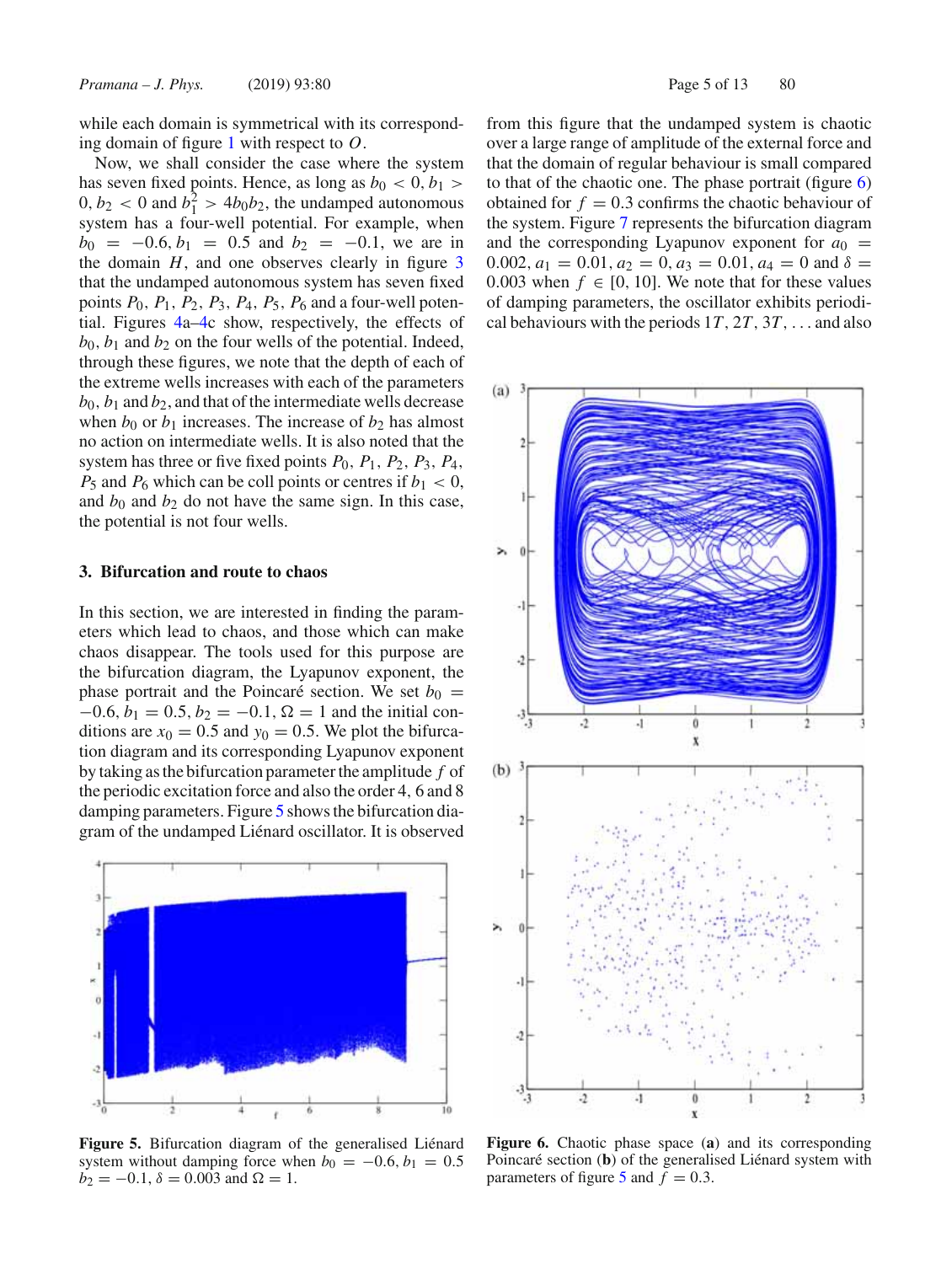while each domain is symmetrical with its corresponding domain of figure 1 with respect to $O$.

Now, we shall consider the case where the system has seven fixed points. Hence, as long as $b_0 < 0, b_1 > 0, b_2 < 0$ and $b_1^2 > 4b_0b_2$, the undamped autonomous system has a four-well potential. For example, when $b_0 = -0.6, b_1 = 0.5$ and $b_2 = -0.1$, we are in the domain $H$, and one observes clearly in figure 3 that the undamped autonomous system has seven fixed points $P_0$, $P_1$, $P_2$, $P_3$, $P_4$, $P_5$, $P_6$ and a four-well potential. Figures 4a–4c show, respectively, the effects of $b_0$, $b_1$ and $b_2$ on the four wells of the potential. Indeed, through these figures, we note that the depth of each of the extreme wells increases with each of the parameters $b_0$, $b_1$ and $b_2$, and that of the intermediate wells decrease when $b_0$ or $b_1$ increases. The increase of $b_2$ has almost no action on intermediate wells. It is also noted that the system has three or five fixed points $P_0$, $P_1$, $P_2$, $P_3$, $P_4$, $P_5$ and $P_6$ which can be coll points or centres if $b_1 < 0$, and $b_0$ and $b_2$ do not have the same sign. In this case, the potential is not four wells.

## 3. Bifurcation and route to chaos

In this section, we are interested in finding the parameters which lead to chaos, and those which can make chaos disappear. The tools used for this purpose are the bifurcation diagram, the Lyapunov exponent, the phase portrait and the Poincaré section. We set $b_0 = -0.6, b_1 = 0.5, b_2 = -0.1, \Omega = 1$ and the initial conditions are $x_0 = 0.5$ and $y_0 = 0.5$. We plot the bifurcation diagram and its corresponding Lyapunov exponent by taking as the bifurcation parameter the amplitude $f$ of the periodic excitation force and also the order 4, 6 and 8 damping parameters. Figure 5 shows the bifurcation diagram of the undamped Liénard oscillator. It is observed from this figure that the undamped system is chaotic over a large range of amplitude of the external force and that the domain of regular behaviour is small compared to that of the chaotic one. The phase portrait (figure 6) obtained for $f = 0.3$ confirms the chaotic behaviour of the system. Figure 7 represents the bifurcation diagram and the corresponding Lyapunov exponent for $a_0 = 0.002$, $a_1 = 0.01$, $a_2 = 0$, $a_3 = 0.01$, $a_4 = 0$ and $\delta = 0.003$ when $f \in [0, 10]$. We note that for these values of damping parameters, the oscillator exhibits periodical behaviours with the periods $1T$, $2T$, $3T$, ... and also

**Figure 5.** Bifurcation diagram of the generalised Liénard system without damping force when $b_0 = -0.6, b_1 = 0.5$ $b_2 = -0.1, \delta = 0.003$ and $\Omega = 1$.

**Figure 6.** Chaotic phase space (**a**) and its corresponding Poincaré section (**b**) of the generalised Liénard system with parameters of figure 5 and $f = 0.3$.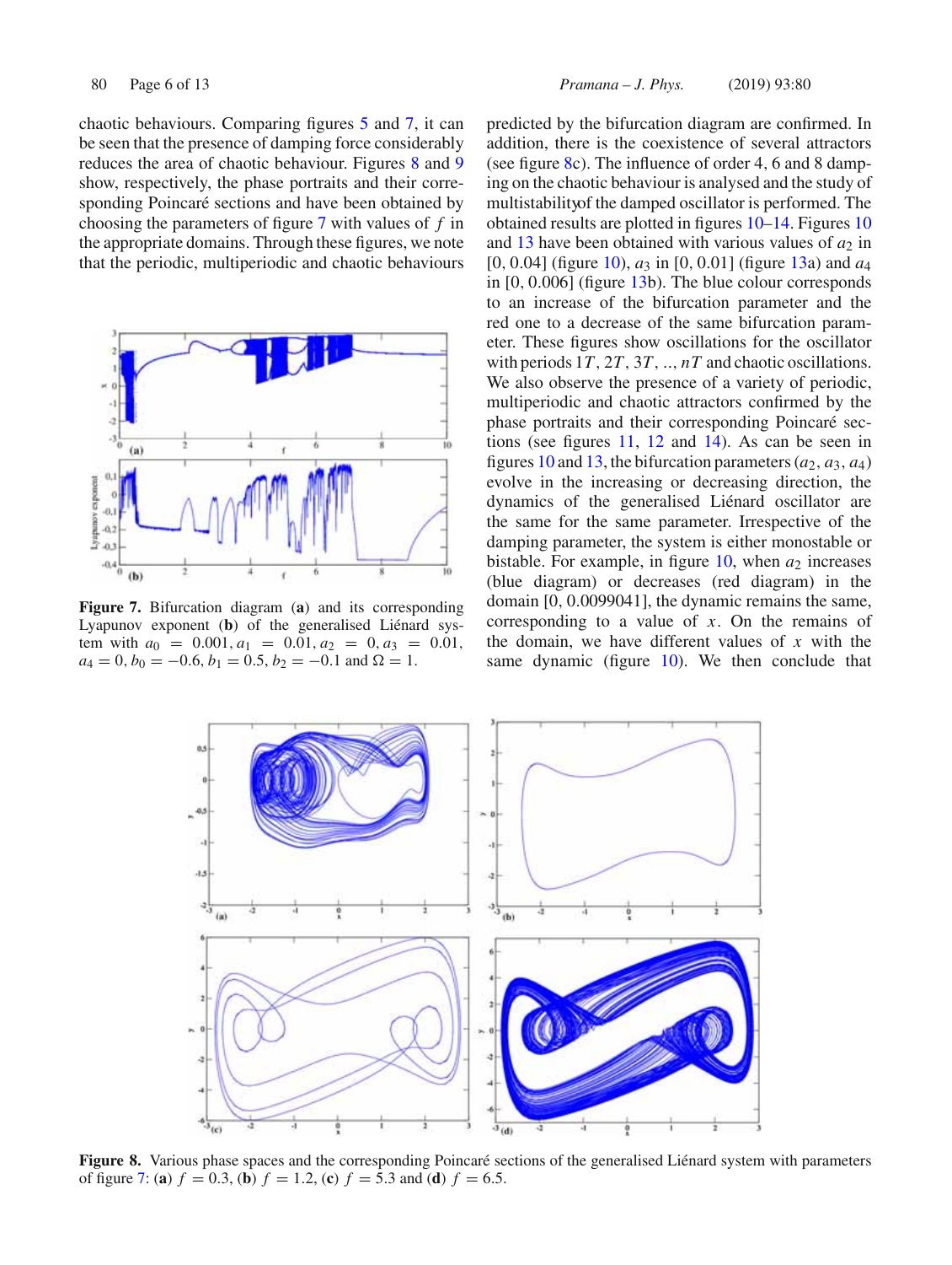chaotic behaviours. Comparing figures 5 and 7, it can be seen that the presence of damping force considerably reduces the area of chaotic behaviour. Figures 8 and 9 show, respectively, the phase portraits and their corresponding Poincaré sections and have been obtained by choosing the parameters of figure 7 with values of $f$ in the appropriate domains. Through these figures, we note that the periodic, multiperiodic and chaotic behaviours predicted by the bifurcation diagram are confirmed. In addition, there is the coexistence of several attractors (see figure 8c). The influence of order 4, 6 and 8 damping on the chaotic behaviour is analysed and the study of multistabilityof the damped oscillator is performed. The obtained results are plotted in figures 10–14. Figures 10 and 13 have been obtained with various values of $a_2$ in $[0, 0.04]$ (figure 10), $a_3$ in $[0, 0.01]$ (figure 13a) and $a_4$ in $[0, 0.006]$ (figure 13b). The blue colour corresponds to an increase of the bifurcation parameter and the red one to a decrease of the same bifurcation parameter. These figures show oscillations for the oscillator with periods $1T, 2T, 3T, .., nT$ and chaotic oscillations. We also observe the presence of a variety of periodic, multiperiodic and chaotic attractors confirmed by the phase portraits and their corresponding Poincaré sections (see figures 11, 12 and 14). As can be seen in figures 10 and 13, the bifurcation parameters $(a_2, a_3, a_4)$ evolve in the increasing or decreasing direction, the dynamics of the generalised Liénard oscillator are the same for the same parameter. Irrespective of the damping parameter, the system is either monostable or bistable. For example, in figure 10, when $a_2$ increases (blue diagram) or decreases (red diagram) in the domain $[0, 0.0099041]$, the dynamic remains the same, corresponding to a value of $x$. On the remains of the domain, we have different values of $x$ with the same dynamic (figure 10). We then conclude that

**Figure 7.** Bifurcation diagram (**a**) and its corresponding Lyapunov exponent (**b**) of the generalised Liénard system with $a_0 = 0.001, a_1 = 0.01, a_2 = 0, a_3 = 0.01, a_4 = 0, b_0 = -0.6, b_1 = 0.5, b_2 = -0.1$ and $\Omega = 1$.

**Figure 8.** Various phase spaces and the corresponding Poincaré sections of the generalised Liénard system with parameters of figure 7: (**a**) $f = 0.3$, (**b**) $f = 1.2$, (**c**) $f = 5.3$ and (**d**) $f = 6.5$.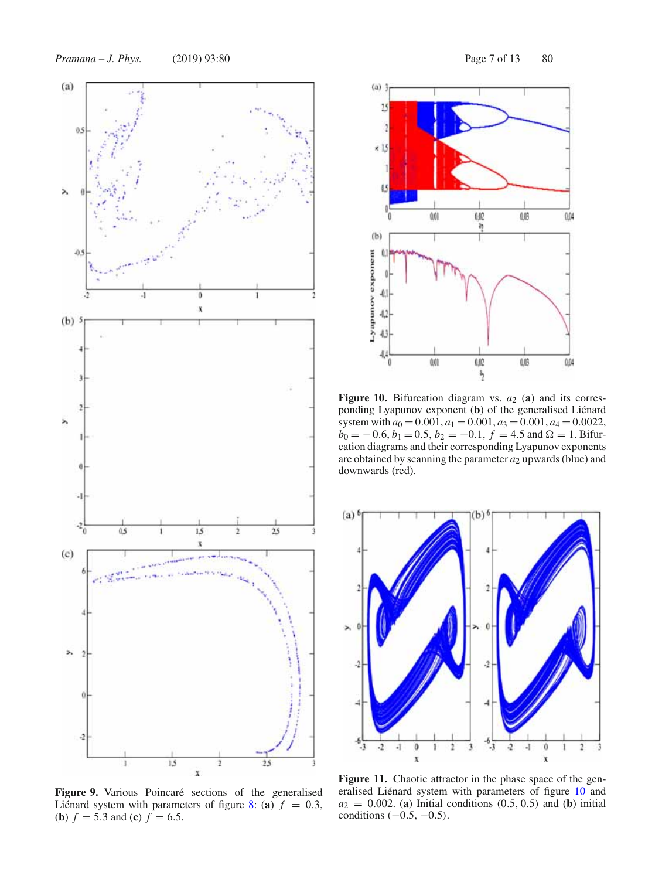**Figure 9.** Various Poincaré sections of the generalised Liénard system with parameters of figure 8: (**a**) $f = 0.3$, (**b**) $f = 5.3$ and (**c**) $f = 6.5$.

**Figure 10.** Bifurcation diagram vs. $a_2$ (**a**) and its corresponding Lyapunov exponent (**b**) of the generalised Liénard system with $a_0 = 0.001$, $a_1 = 0.001$, $a_3 = 0.001$, $a_4 = 0.0022$, $b_0 = -0.6$, $b_1 = 0.5$, $b_2 = -0.1$, $f = 4.5$ and $\Omega = 1$. Bifurcation diagrams and their corresponding Lyapunov exponents are obtained by scanning the parameter $a_2$ upwards (blue) and downwards (red).

**Figure 11.** Chaotic attractor in the phase space of the generalised Liénard system with parameters of figure 10 and $a_2 = 0.002$. (**a**) Initial conditions $(0.5, 0.5)$ and (**b**) initial conditions $(-0.5, -0.5)$.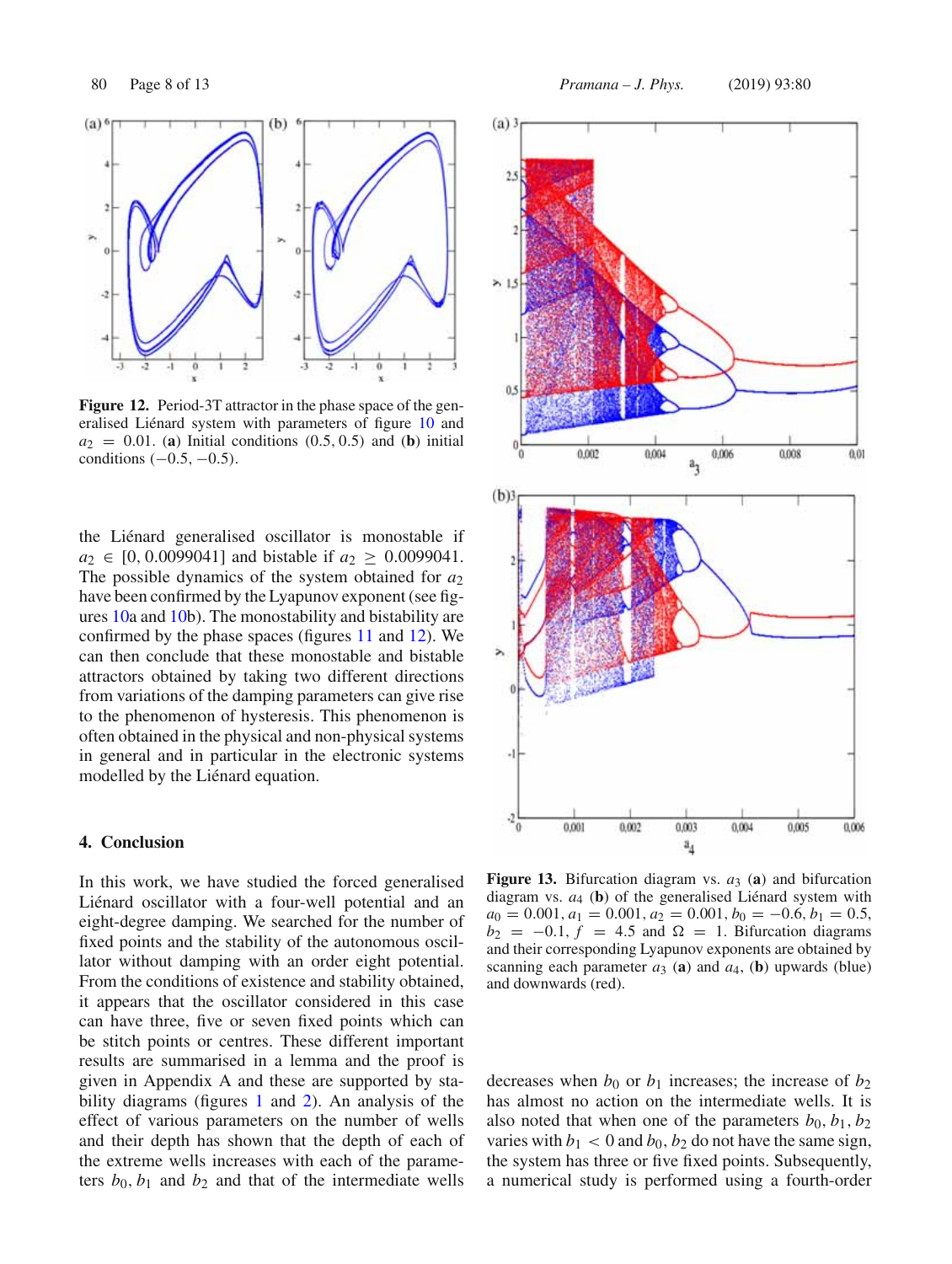**Figure 12.** Period-3T attractor in the phase space of the generalised Liénard system with parameters of figure 10 and $a_2 = 0.01$. (**a**) Initial conditions $(0.5, 0.5)$ and (**b**) initial conditions $(-0.5, -0.5)$.

the Liénard generalised oscillator is monostable if $a_2 \in [0, 0.0099041]$ and bistable if $a_2 \geq 0.0099041$. The possible dynamics of the system obtained for $a_2$ have been confirmed by the Lyapunov exponent (see figures 10a and 10b). The monostability and bistability are confirmed by the phase spaces (figures 11 and 12). We can then conclude that these monostable and bistable attractors obtained by taking two different directions from variations of the damping parameters can give rise to the phenomenon of hysteresis. This phenomenon is often obtained in the physical and non-physical systems in general and in particular in the electronic systems modelled by the Liénard equation.

## 4. Conclusion

In this work, we have studied the forced generalised Liénard oscillator with a four-well potential and an eight-degree damping. We searched for the number of fixed points and the stability of the autonomous oscillator without damping with an order eight potential. From the conditions of existence and stability obtained, it appears that the oscillator considered in this case can have three, five or seven fixed points which can be stitch points or centres. These different important results are summarised in a lemma and the proof is given in Appendix A and these are supported by stability diagrams (figures 1 and 2). An analysis of the effect of various parameters on the number of wells and their depth has shown that the depth of each of the extreme wells increases with each of the parameters $b_0, b_1$ and $b_2$ and that of the intermediate wells decreases when $b_0$ or $b_1$ increases; the increase of $b_2$ has almost no action on the intermediate wells. It is also noted that when one of the parameters $b_0, b_1, b_2$ varies with $b_1 < 0$ and $b_0, b_2$ do not have the same sign, the system has three or five fixed points. Subsequently, a numerical study is performed using a fourth-order

**Figure 13.** Bifurcation diagram vs. $a_3$ (**a**) and bifurcation diagram vs. $a_4$ (**b**) of the generalised Liénard system with $a_0 = 0.001$, $a_1 = 0.001$, $a_2 = 0.001$, $b_0 = -0.6$, $b_1 = 0.5$, $b_2 = -0.1$, $f = 4.5$ and $\Omega = 1$. Bifurcation diagrams and their corresponding Lyapunov exponents are obtained by scanning each parameter $a_3$ (**a**) and $a_4$, (**b**) upwards (blue) and downwards (red).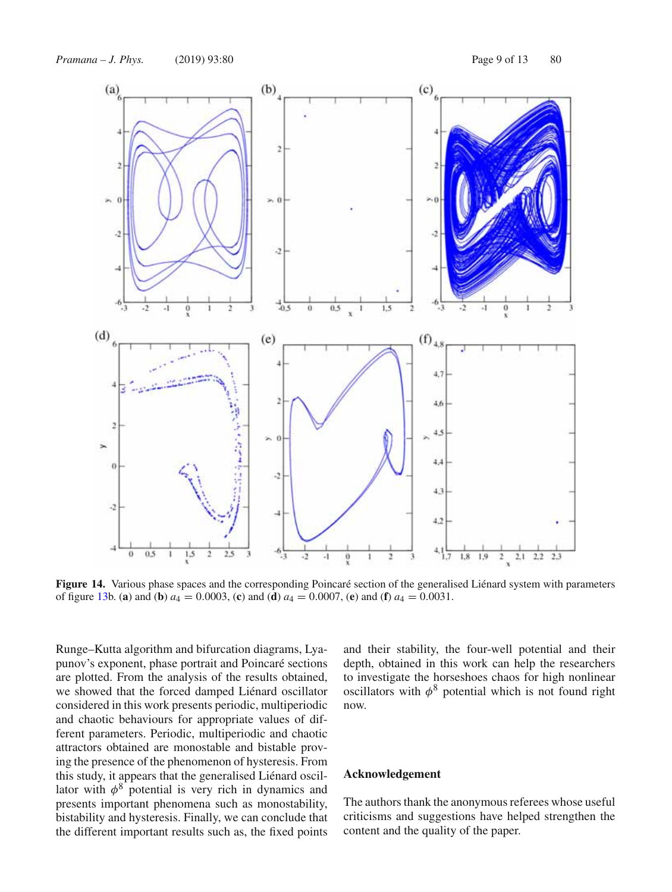**Figure 14.** Various phase spaces and the corresponding Poincaré section of the generalised Liénard system with parameters of figure 13b. (**a**) and (**b**) $a_4 = 0.0003$, (**c**) and (**d**) $a_4 = 0.0007$, (**e**) and (**f**) $a_4 = 0.0031$.

Runge–Kutta algorithm and bifurcation diagrams, Lyapunov's exponent, phase portrait and Poincaré sections are plotted. From the analysis of the results obtained, we showed that the forced damped Liénard oscillator considered in this work presents periodic, multiperiodic and chaotic behaviours for appropriate values of different parameters. Periodic, multiperiodic and chaotic attractors obtained are monostable and bistable proving the presence of the phenomenon of hysteresis. From this study, it appears that the generalised Liénard oscillator with $\phi^8$ potential is very rich in dynamics and presents important phenomena such as monostability, bistability and hysteresis. Finally, we can conclude that the different important results such as, the fixed points and their stability, the four-well potential and their depth, obtained in this work can help the researchers to investigate the horseshoes chaos for high nonlinear oscillators with $\phi^8$ potential which is not found right now.

## Acknowledgement

The authors thank the anonymous referees whose useful criticisms and suggestions have helped strengthen the content and the quality of the paper.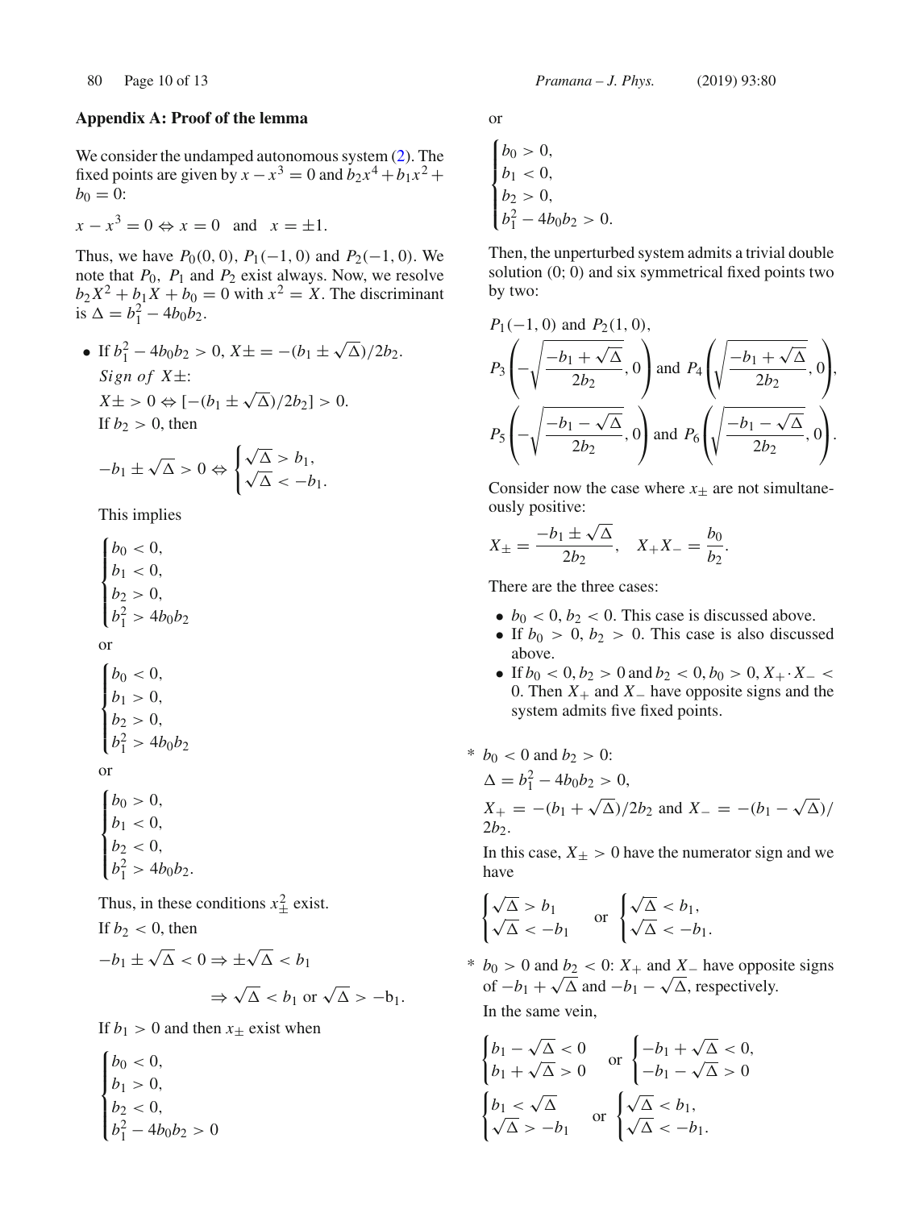## Appendix A: Proof of the lemma

We consider the undamped autonomous system (2). The fixed points are given by $x - x^3 = 0$ and $b_2x^4 + b_1x^2 + b_0 = 0$:

$$x - x^3 = 0 \Leftrightarrow x = 0 \quad \text{and} \quad x = \pm 1.$$

Thus, we have $P_0(0, 0)$, $P_1(-1, 0)$ and $P_2(-1, 0)$. We note that $P_0$, $P_1$ and $P_2$ exist always. Now, we resolve $b_2X^2 + b_1X + b_0 = 0$ with $x^2 = X$. The discriminant is $\Delta = b_1^2 - 4b_0b_2$.

- If $b_1^2 - 4b_0b_2 > 0$, $X\pm = -(b_1 \pm \sqrt{\Delta})/2b_2$.

  *Sign of* $X\pm$:

  $X\pm > 0 \Leftrightarrow [-(b_1 \pm \sqrt{\Delta})/2b_2] > 0$.

  If $b_2 > 0$, then

  $$-b_1 \pm \sqrt{\Delta} > 0 \Leftrightarrow \begin{cases} \sqrt{\Delta} > b_1, \\ \sqrt{\Delta} < -b_1. \end{cases}$$

  This implies

  $$\begin{cases} b_0 < 0, \\ b_1 < 0, \\ b_2 > 0, \\ b_1^2 > 4b_0b_2 \end{cases}$$

  or

  $$\begin{cases} b_0 < 0, \\ b_1 > 0, \\ b_2 > 0, \\ b_1^2 > 4b_0b_2 \end{cases}$$

  or

  $$\begin{cases} b_0 > 0, \\ b_1 < 0, \\ b_2 < 0, \\ b_1^2 > 4b_0b_2. \end{cases}$$

  Thus, in these conditions $x_\pm^2$ exist.

  If $b_2 < 0$, then

  $$-b_1 \pm \sqrt{\Delta} < 0 \Rightarrow \pm\sqrt{\Delta} < b_1$$

  $$\Rightarrow \sqrt{\Delta} < b_1 \text{ or } \sqrt{\Delta} > -\mathrm{b}_1.$$

  If $b_1 > 0$ and then $x_\pm$ exist when

  $$\begin{cases} b_0 < 0, \\ b_1 > 0, \\ b_2 < 0, \\ b_1^2 - 4b_0b_2 > 0 \end{cases}$$

  or

  $$\begin{cases} b_0 > 0, \\ b_1 < 0, \\ b_2 > 0, \\ b_1^2 - 4b_0b_2 > 0. \end{cases}$$

  Then, the unperturbed system admits a trivial double solution (0; 0) and six symmetrical fixed points two by two:

  $P_1(-1, 0)$ and $P_2(1, 0)$,

  $$P_3\left(-\sqrt{\frac{-b_1 + \sqrt{\Delta}}{2b_2}}, 0\right) \text{ and } P_4\left(\sqrt{\frac{-b_1 + \sqrt{\Delta}}{2b_2}}, 0\right),$$

  $$P_5\left(-\sqrt{\frac{-b_1 - \sqrt{\Delta}}{2b_2}}, 0\right) \text{ and } P_6\left(\sqrt{\frac{-b_1 - \sqrt{\Delta}}{2b_2}}, 0\right).$$

  Consider now the case where $x_\pm$ are not simultaneously positive:

  $$X_\pm = \frac{-b_1 \pm \sqrt{\Delta}}{2b_2}, \quad X_+X_- = \frac{b_0}{b_2}.$$

  There are the three cases:

  - $b_0 < 0$, $b_2 < 0$. This case is discussed above.
  - If $b_0 > 0$, $b_2 > 0$. This case is also discussed above.
  - If $b_0 < 0, b_2 > 0$ and $b_2 < 0, b_0 > 0, X_+ \cdot X_- < 0$. Then $X_+$ and $X_-$ have opposite signs and the system admits five fixed points.

* $b_0 < 0$ and $b_2 > 0$:

  $\Delta = b_1^2 - 4b_0b_2 > 0$,

  $X_+ = -(b_1 + \sqrt{\Delta})/2b_2$ and $X_- = -(b_1 - \sqrt{\Delta})/2b_2$.

  In this case, $X_\pm > 0$ have the numerator sign and we have

  $$\begin{cases} \sqrt{\Delta} > b_1 \\ \sqrt{\Delta} < -b_1 \end{cases} \quad \text{or} \quad \begin{cases} \sqrt{\Delta} < b_1, \\ \sqrt{\Delta} < -b_1. \end{cases}$$

* $b_0 > 0$ and $b_2 < 0$: $X_+$ and $X_-$ have opposite signs of $-b_1 + \sqrt{\Delta}$ and $-b_1 - \sqrt{\Delta}$, respectively.

  In the same vein,

  $$\begin{cases} b_1 - \sqrt{\Delta} < 0 \\ b_1 + \sqrt{\Delta} > 0 \end{cases} \quad \text{or} \quad \begin{cases} -b_1 + \sqrt{\Delta} < 0, \\ -b_1 - \sqrt{\Delta} > 0 \end{cases}$$

  $$\begin{cases} b_1 < \sqrt{\Delta} \\ \sqrt{\Delta} > -b_1 \end{cases} \quad \text{or} \quad \begin{cases} \sqrt{\Delta} < b_1, \\ \sqrt{\Delta} < -b_1. \end{cases}$$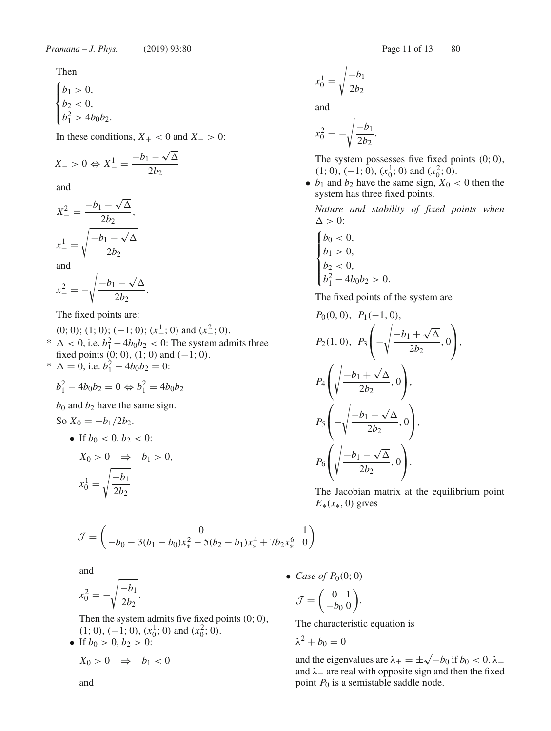Then

$$\begin{cases} b_1 > 0, \\ b_2 < 0, \\ b_1^2 > 4b_0b_2. \end{cases}$$

In these conditions, $X_+ < 0$ and $X_- > 0$:

$$X_- > 0 \Leftrightarrow X_-^1 = \frac{-b_1 - \sqrt{\Delta}}{2b_2}$$

and

$$X_-^2 = \frac{-b_1 - \sqrt{\Delta}}{2b_2},$$

$$x_-^1 = \sqrt{\frac{-b_1 - \sqrt{\Delta}}{2b_2}}$$

and

$$x_-^2 = -\sqrt{\frac{-b_1 - \sqrt{\Delta}}{2b_2}}.$$

The fixed points are:

$(0;0)$; $(1;0)$; $(-1;0)$; $(x_-^1;0)$ and $(x_-^2;0)$.

* $\Delta < 0$, i.e. $b_1^2 - 4b_0b_2 < 0$: The system admits three fixed points $(0;0)$, $(1;0)$ and $(-1;0)$.
* $\Delta = 0$, i.e. $b_1^2 - 4b_0b_2 = 0$:

$$b_1^2 - 4b_0b_2 = 0 \Leftrightarrow b_1^2 = 4b_0b_2$$

$b_0$ and $b_2$ have the same sign.

So $X_0 = -b_1/2b_2$.

- If $b_0 < 0, b_2 < 0$:

  $$X_0 > 0 \quad \Rightarrow \quad b_1 > 0,$$

  $$x_0^1 = \sqrt{\frac{-b_1}{2b_2}}$$

  and

  $$x_0^2 = -\sqrt{\frac{-b_1}{2b_2}}.$$

  Then the system admits five fixed points $(0;0)$, $(1;0)$, $(-1;0)$, $(x_0^1;0)$ and $(x_0^2;0)$.

- If $b_0 > 0, b_2 > 0$:

  $$X_0 > 0 \quad \Rightarrow \quad b_1 < 0$$

  and

  $$x_0^1 = \sqrt{\frac{-b_1}{2b_2}}$$

  and

  $$x_0^2 = -\sqrt{\frac{-b_1}{2b_2}}.$$

  The system possesses five fixed points $(0;0)$, $(1;0)$, $(-1;0)$, $(x_0^1;0)$ and $(x_0^2;0)$.

- $b_1$ and $b_2$ have the same sign, $X_0 < 0$ then the system has three fixed points.

*Nature and stability of fixed points when* $\Delta > 0$:

$$\begin{cases} b_0 < 0, \\ b_1 > 0, \\ b_2 < 0, \\ b_1^2 - 4b_0b_2 > 0. \end{cases}$$

The fixed points of the system are

$$P_0(0,0), \quad P_1(-1,0),$$

$$P_2(1,0), \quad P_3\left(-\sqrt{\frac{-b_1 + \sqrt{\Delta}}{2b_2}}, 0\right),$$

$$P_4\left(\sqrt{\frac{-b_1 + \sqrt{\Delta}}{2b_2}}, 0\right),$$

$$P_5\left(-\sqrt{\frac{-b_1 - \sqrt{\Delta}}{2b_2}}, 0\right),$$

$$P_6\left(\sqrt{\frac{-b_1 - \sqrt{\Delta}}{2b_2}}, 0\right).$$

The Jacobian matrix at the equilibrium point $E_*(x_*, 0)$ gives

$$\mathcal{J} = \begin{pmatrix} 0 & 1 \\ -b_0 - 3(b_1 - b_0)x_*^2 - 5(b_2 - b_1)x_*^4 + 7b_2x_*^6 & 0 \end{pmatrix}.$$

- *Case of* $P_0(0;0)$

  $$\mathcal{J} = \begin{pmatrix} 0 & 1 \\ -b_0 & 0 \end{pmatrix}.$$

  The characteristic equation is

  $$\lambda^2 + b_0 = 0$$

  and the eigenvalues are $\lambda_\pm = \pm\sqrt{-b_0}$ if $b_0 < 0$. $\lambda_+$ and $\lambda_-$ are real with opposite sign and then the fixed point $P_0$ is a semistable saddle node.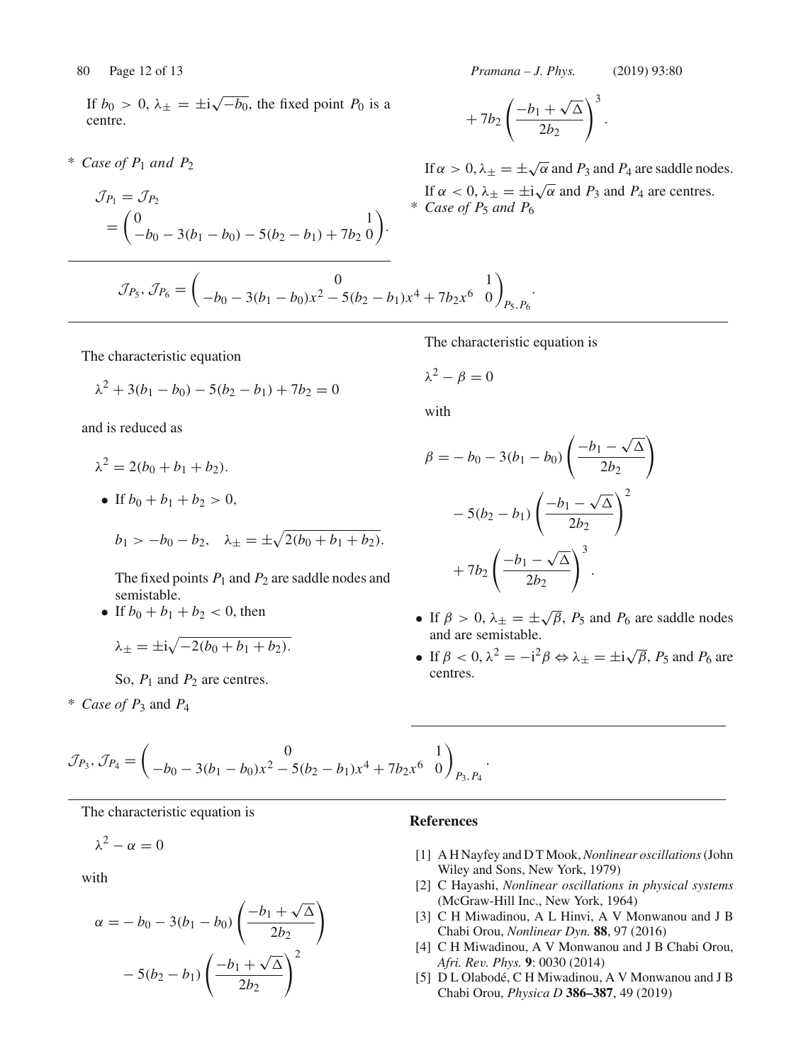If $b_0 > 0$, $\lambda_\pm = \pm \mathrm{i}\sqrt{-b_0}$, the fixed point $P_0$ is a centre.

\* *Case of $P_1$ and $P_2$*

$$\mathcal{J}_{P_1} = \mathcal{J}_{P_2} = \begin{pmatrix} 0 & 1 \\ -b_0 - 3(b_1 - b_0) - 5(b_2 - b_1) + 7b_2 & 0 \end{pmatrix}.$$

The characteristic equation

$$\lambda^2 + 3(b_1 - b_0) - 5(b_2 - b_1) + 7b_2 = 0$$

and is reduced as

$$\lambda^2 = 2(b_0 + b_1 + b_2).$$

- If $b_0 + b_1 + b_2 > 0$,

  $$b_1 > -b_0 - b_2, \quad \lambda_\pm = \pm\sqrt{2(b_0 + b_1 + b_2)}.$$

  The fixed points $P_1$ and $P_2$ are saddle nodes and semistable.
- If $b_0 + b_1 + b_2 < 0$, then

  $$\lambda_\pm = \pm \mathrm{i}\sqrt{-2(b_0 + b_1 + b_2)}.$$

  So, $P_1$ and $P_2$ are centres.

\* *Case of $P_3$* and $P_4$

$$\mathcal{J}_{P_3}, \mathcal{J}_{P_4} = \begin{pmatrix} 0 & 1 \\ -b_0 - 3(b_1 - b_0)x^2 - 5(b_2 - b_1)x^4 + 7b_2x^6 & 0 \end{pmatrix}_{P_3, P_4}.$$

The characteristic equation is

$$\lambda^2 - \alpha = 0$$

with

$$\alpha = -b_0 - 3(b_1 - b_0)\left(\frac{-b_1 + \sqrt{\Delta}}{2b_2}\right) - 5(b_2 - b_1)\left(\frac{-b_1 + \sqrt{\Delta}}{2b_2}\right)^2 + 7b_2\left(\frac{-b_1 + \sqrt{\Delta}}{2b_2}\right)^3.$$

If $\alpha > 0$, $\lambda_\pm = \pm\sqrt{\alpha}$ and $P_3$ and $P_4$ are saddle nodes.
If $\alpha < 0$, $\lambda_\pm = \pm \mathrm{i}\sqrt{\alpha}$ and $P_3$ and $P_4$ are centres.

\* *Case of $P_5$ and $P_6$*

$$\mathcal{J}_{P_5}, \mathcal{J}_{P_6} = \begin{pmatrix} 0 & 1 \\ -b_0 - 3(b_1 - b_0)x^2 - 5(b_2 - b_1)x^4 + 7b_2x^6 & 0 \end{pmatrix}_{P_5, P_6}.$$

The characteristic equation is

$$\lambda^2 - \beta = 0$$

with

$$\beta = -b_0 - 3(b_1 - b_0)\left(\frac{-b_1 - \sqrt{\Delta}}{2b_2}\right) - 5(b_2 - b_1)\left(\frac{-b_1 - \sqrt{\Delta}}{2b_2}\right)^2 + 7b_2\left(\frac{-b_1 - \sqrt{\Delta}}{2b_2}\right)^3.$$

- If $\beta > 0$, $\lambda_\pm = \pm\sqrt{\beta}$, $P_5$ and $P_6$ are saddle nodes and are semistable.
- If $\beta < 0$, $\lambda^2 = -\mathrm{i}^2\beta \Leftrightarrow \lambda_\pm = \pm \mathrm{i}\sqrt{\beta}$, $P_5$ and $P_6$ are centres.

## References

[1] A H Nayfey and D T Mook, *Nonlinear oscillations* (John Wiley and Sons, New York, 1979)

[2] C Hayashi, *Nonlinear oscillations in physical systems* (McGraw-Hill Inc., New York, 1964)

[3] C H Miwadinou, A L Hinvi, A V Monwanou and J B Chabi Orou, *Nonlinear Dyn.* **88**, 97 (2016)

[4] C H Miwadinou, A V Monwanou and J B Chabi Orou, *Afri. Rev. Phys.* **9**: 0030 (2014)

[5] D L Olabodé, C H Miwadinou, A V Monwanou and J B Chabi Orou, *Physica D* **386–387**, 49 (2019)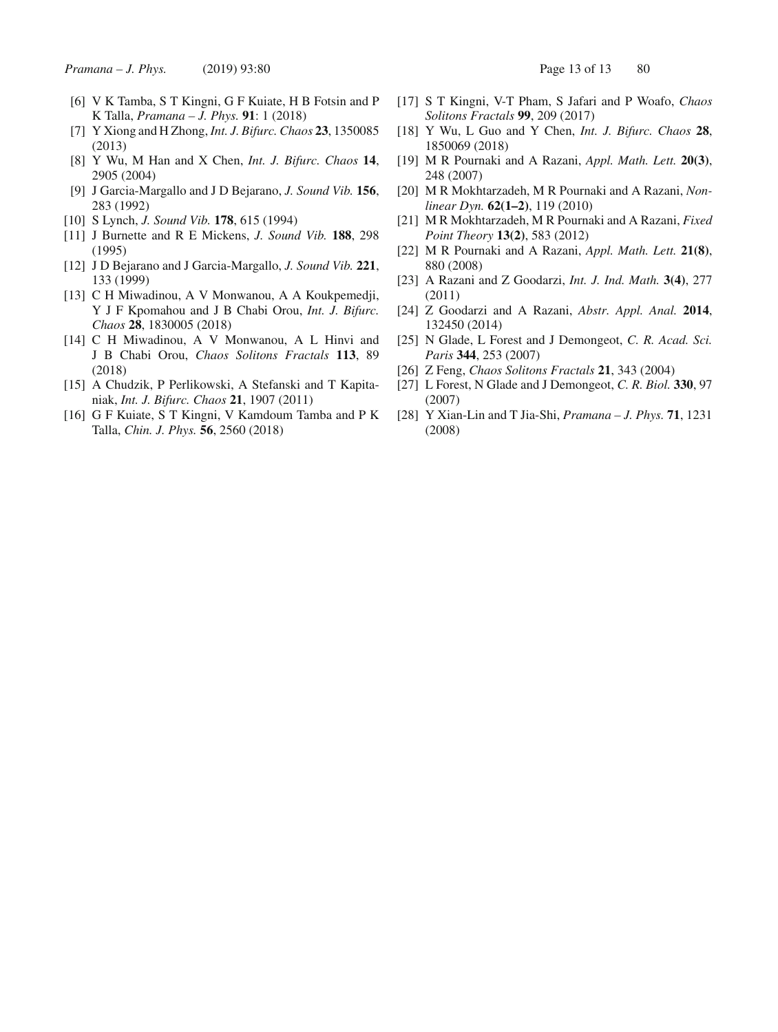[6] V K Tamba, S T Kingni, G F Kuiate, H B Fotsin and P K Talla, *Pramana – J. Phys.* **91**: 1 (2018)

[7] Y Xiong and H Zhong, *Int. J. Bifurc. Chaos* **23**, 1350085 (2013)

[8] Y Wu, M Han and X Chen, *Int. J. Bifurc. Chaos* **14**, 2905 (2004)

[9] J Garcia-Margallo and J D Bejarano, *J. Sound Vib.* **156**, 283 (1992)

[10] S Lynch, *J. Sound Vib.* **178**, 615 (1994)

[11] J Burnette and R E Mickens, *J. Sound Vib.* **188**, 298 (1995)

[12] J D Bejarano and J Garcia-Margallo, *J. Sound Vib.* **221**, 133 (1999)

[13] C H Miwadinou, A V Monwanou, A A Koukpemedji, Y J F Kpomahou and J B Chabi Orou, *Int. J. Bifurc. Chaos* **28**, 1830005 (2018)

[14] C H Miwadinou, A V Monwanou, A L Hinvi and J B Chabi Orou, *Chaos Solitons Fractals* **113**, 89 (2018)

[15] A Chudzik, P Perlikowski, A Stefanski and T Kapitaniak, *Int. J. Bifurc. Chaos* **21**, 1907 (2011)

[16] G F Kuiate, S T Kingni, V Kamdoum Tamba and P K Talla, *Chin. J. Phys.* **56**, 2560 (2018)

[17] S T Kingni, V-T Pham, S Jafari and P Woafo, *Chaos Solitons Fractals* **99**, 209 (2017)

[18] Y Wu, L Guo and Y Chen, *Int. J. Bifurc. Chaos* **28**, 1850069 (2018)

[19] M R Pournaki and A Razani, *Appl. Math. Lett.* **20(3)**, 248 (2007)

[20] M R Mokhtarzadeh, M R Pournaki and A Razani, *Nonlinear Dyn.* **62(1–2)**, 119 (2010)

[21] M R Mokhtarzadeh, M R Pournaki and A Razani, *Fixed Point Theory* **13(2)**, 583 (2012)

[22] M R Pournaki and A Razani, *Appl. Math. Lett.* **21(8)**, 880 (2008)

[23] A Razani and Z Goodarzi, *Int. J. Ind. Math.* **3(4)**, 277 (2011)

[24] Z Goodarzi and A Razani, *Abstr. Appl. Anal.* **2014**, 132450 (2014)

[25] N Glade, L Forest and J Demongeot, *C. R. Acad. Sci. Paris* **344**, 253 (2007)

[26] Z Feng, *Chaos Solitons Fractals* **21**, 343 (2004)

[27] L Forest, N Glade and J Demongeot, *C. R. Biol.* **330**, 97 (2007)

[28] Y Xian-Lin and T Jia-Shi, *Pramana – J. Phys.* **71**, 1231 (2008)